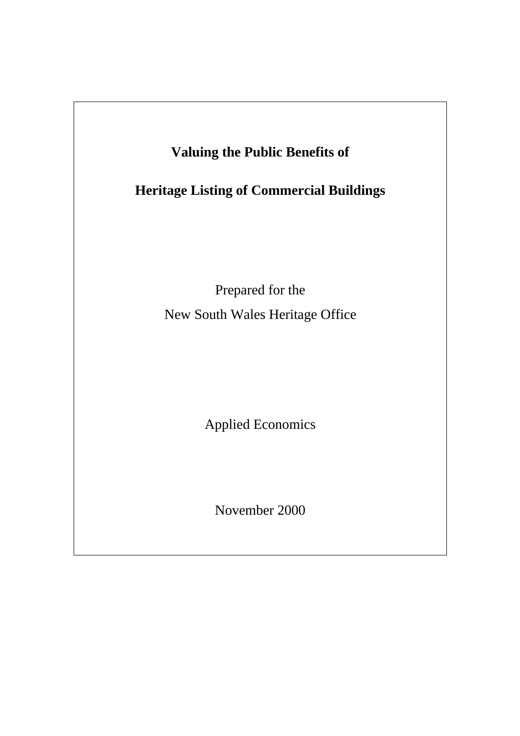# Valuing the Public Benefits of

# Heritage Listing of Commercial Buildings

Prepared for the

New South Wales Heritage Office

Applied Economics

November 2000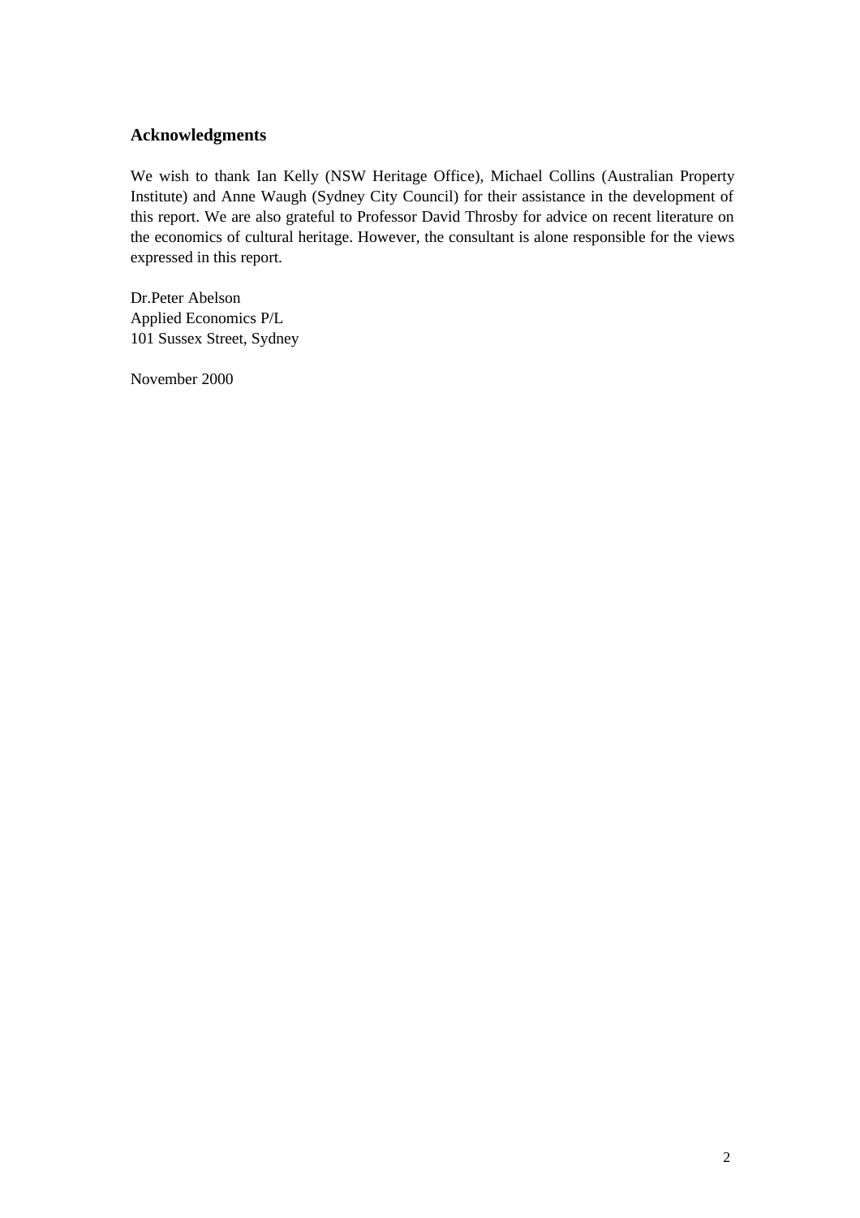## Acknowledgments

We wish to thank Ian Kelly (NSW Heritage Office), Michael Collins (Australian Property Institute) and Anne Waugh (Sydney City Council) for their assistance in the development of this report. We are also grateful to Professor David Throsby for advice on recent literature on the economics of cultural heritage. However, the consultant is alone responsible for the views expressed in this report.

Dr.Peter Abelson
Applied Economics P/L
101 Sussex Street, Sydney

November 2000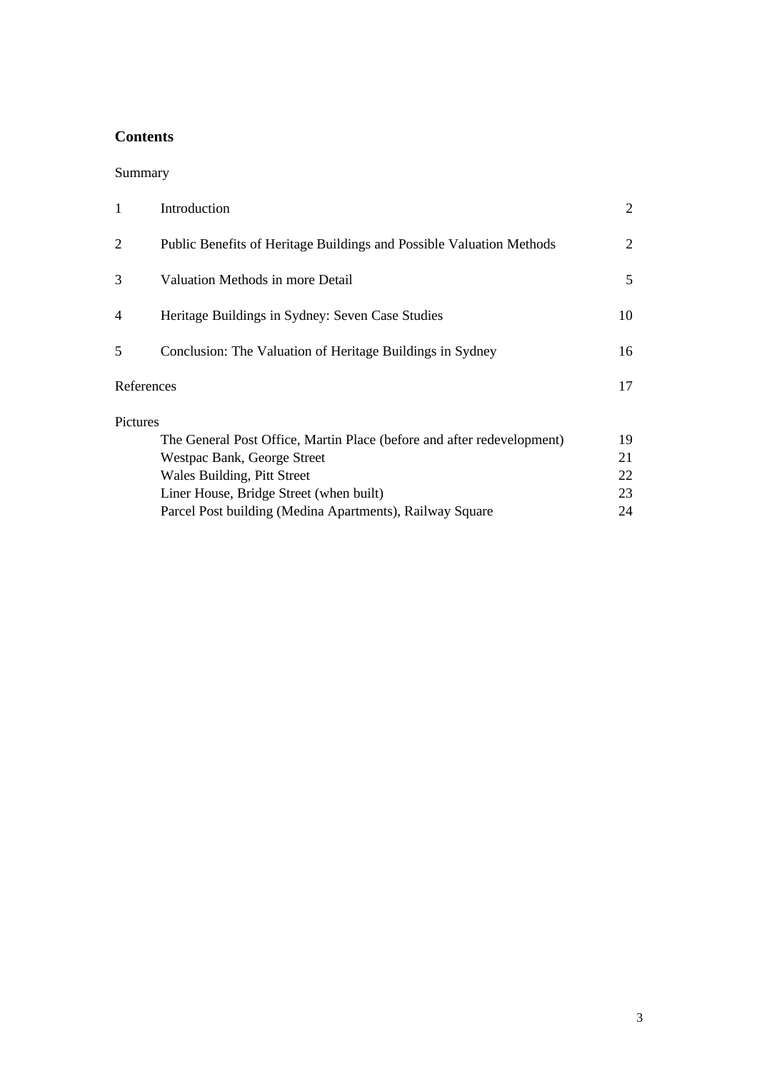## Contents

Summary

| | | |
|---|---|---|
| 1 | Introduction | 2 |
| 2 | Public Benefits of Heritage Buildings and Possible Valuation Methods | 2 |
| 3 | Valuation Methods in more Detail | 5 |
| 4 | Heritage Buildings in Sydney: Seven Case Studies | 10 |
| 5 | Conclusion: The Valuation of Heritage Buildings in Sydney | 16 |
| References | | 17 |
| Pictures | | |
| | The General Post Office, Martin Place (before and after redevelopment) | 19 |
| | Westpac Bank, George Street | 21 |
| | Wales Building, Pitt Street | 22 |
| | Liner House, Bridge Street (when built) | 23 |
| | Parcel Post building (Medina Apartments), Railway Square | 24 |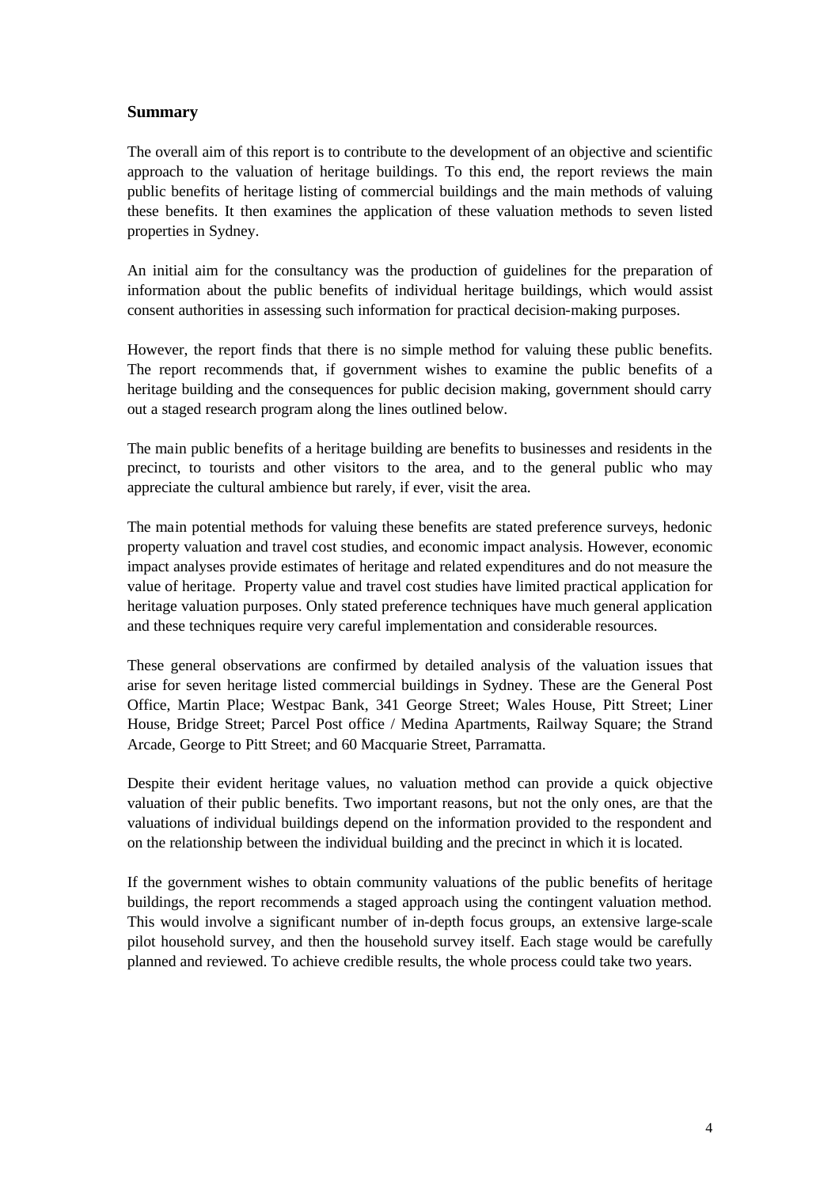## Summary

The overall aim of this report is to contribute to the development of an objective and scientific approach to the valuation of heritage buildings. To this end, the report reviews the main public benefits of heritage listing of commercial buildings and the main methods of valuing these benefits. It then examines the application of these valuation methods to seven listed properties in Sydney.

An initial aim for the consultancy was the production of guidelines for the preparation of information about the public benefits of individual heritage buildings, which would assist consent authorities in assessing such information for practical decision-making purposes.

However, the report finds that there is no simple method for valuing these public benefits. The report recommends that, if government wishes to examine the public benefits of a heritage building and the consequences for public decision making, government should carry out a staged research program along the lines outlined below.

The main public benefits of a heritage building are benefits to businesses and residents in the precinct, to tourists and other visitors to the area, and to the general public who may appreciate the cultural ambience but rarely, if ever, visit the area.

The main potential methods for valuing these benefits are stated preference surveys, hedonic property valuation and travel cost studies, and economic impact analysis. However, economic impact analyses provide estimates of heritage and related expenditures and do not measure the value of heritage. Property value and travel cost studies have limited practical application for heritage valuation purposes. Only stated preference techniques have much general application and these techniques require very careful implementation and considerable resources.

These general observations are confirmed by detailed analysis of the valuation issues that arise for seven heritage listed commercial buildings in Sydney. These are the General Post Office, Martin Place; Westpac Bank, 341 George Street; Wales House, Pitt Street; Liner House, Bridge Street; Parcel Post office / Medina Apartments, Railway Square; the Strand Arcade, George to Pitt Street; and 60 Macquarie Street, Parramatta.

Despite their evident heritage values, no valuation method can provide a quick objective valuation of their public benefits. Two important reasons, but not the only ones, are that the valuations of individual buildings depend on the information provided to the respondent and on the relationship between the individual building and the precinct in which it is located.

If the government wishes to obtain community valuations of the public benefits of heritage buildings, the report recommends a staged approach using the contingent valuation method. This would involve a significant number of in-depth focus groups, an extensive large-scale pilot household survey, and then the household survey itself. Each stage would be carefully planned and reviewed. To achieve credible results, the whole process could take two years.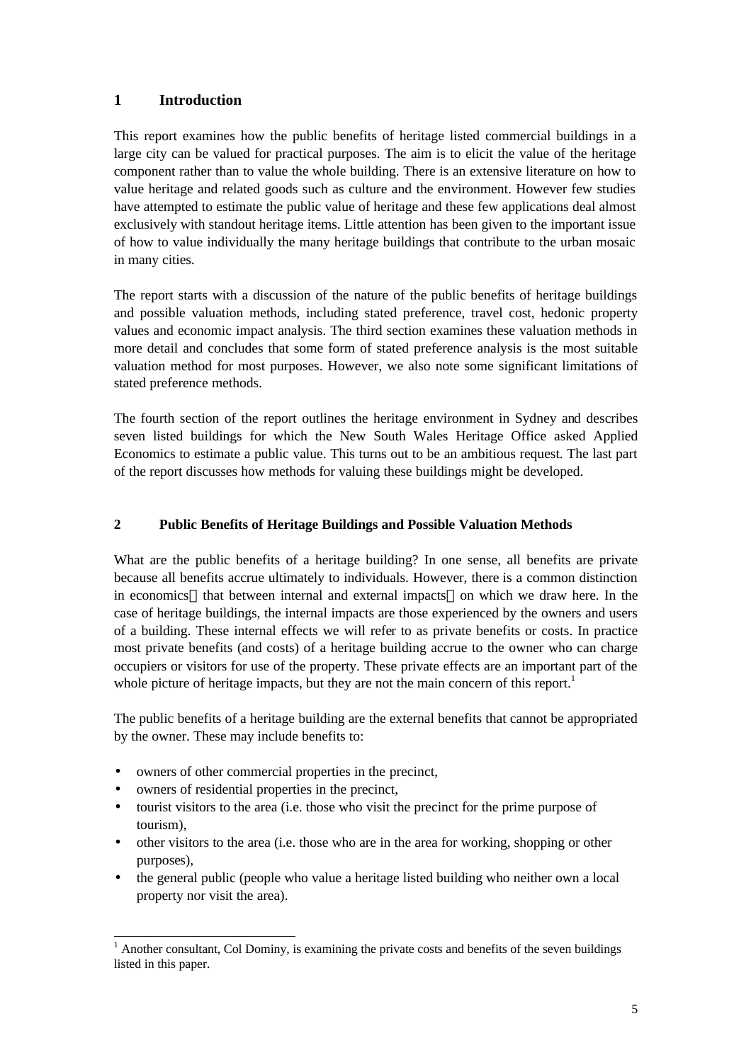# 1 Introduction

This report examines how the public benefits of heritage listed commercial buildings in a large city can be valued for practical purposes. The aim is to elicit the value of the heritage component rather than to value the whole building. There is an extensive literature on how to value heritage and related goods such as culture and the environment. However few studies have attempted to estimate the public value of heritage and these few applications deal almost exclusively with standout heritage items. Little attention has been given to the important issue of how to value individually the many heritage buildings that contribute to the urban mosaic in many cities.

The report starts with a discussion of the nature of the public benefits of heritage buildings and possible valuation methods, including stated preference, travel cost, hedonic property values and economic impact analysis. The third section examines these valuation methods in more detail and concludes that some form of stated preference analysis is the most suitable valuation method for most purposes. However, we also note some significant limitations of stated preference methods.

The fourth section of the report outlines the heritage environment in Sydney and describes seven listed buildings for which the New South Wales Heritage Office asked Applied Economics to estimate a public value. This turns out to be an ambitious request. The last part of the report discusses how methods for valuing these buildings might be developed.

# 2 Public Benefits of Heritage Buildings and Possible Valuation Methods

What are the public benefits of a heritage building? In one sense, all benefits are private because all benefits accrue ultimately to individuals. However, there is a common distinction in economics—that between internal and external impacts—on which we draw here. In the case of heritage buildings, the internal impacts are those experienced by the owners and users of a building. These internal effects we will refer to as private benefits or costs. In practice most private benefits (and costs) of a heritage building accrue to the owner who can charge occupiers or visitors for use of the property. These private effects are an important part of the whole picture of heritage impacts, but they are not the main concern of this report.[1]

The public benefits of a heritage building are the external benefits that cannot be appropriated by the owner. These may include benefits to:

- owners of other commercial properties in the precinct,
- owners of residential properties in the precinct,
- tourist visitors to the area (i.e. those who visit the precinct for the prime purpose of tourism),
- other visitors to the area (i.e. those who are in the area for working, shopping or other purposes),
- the general public (people who value a heritage listed building who neither own a local property nor visit the area).

[1] Another consultant, Col Dominy, is examining the private costs and benefits of the seven buildings listed in this paper.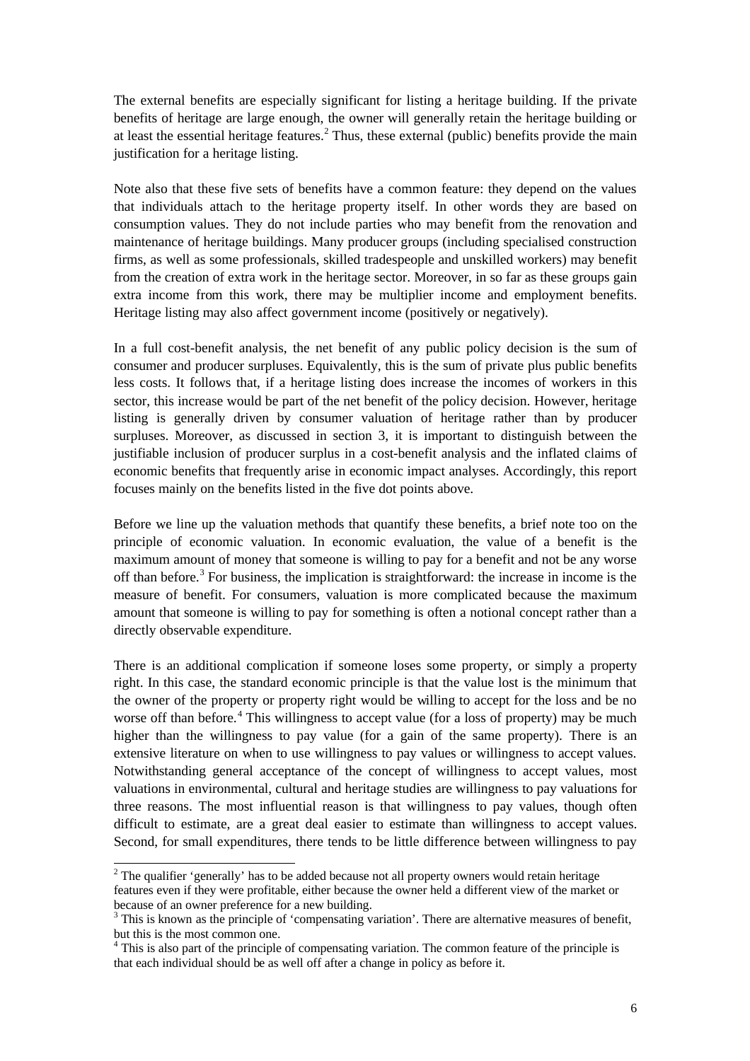The external benefits are especially significant for listing a heritage building. If the private benefits of heritage are large enough, the owner will generally retain the heritage building or at least the essential heritage features.[2] Thus, these external (public) benefits provide the main justification for a heritage listing.

Note also that these five sets of benefits have a common feature: they depend on the values that individuals attach to the heritage property itself. In other words they are based on consumption values. They do not include parties who may benefit from the renovation and maintenance of heritage buildings. Many producer groups (including specialised construction firms, as well as some professionals, skilled tradespeople and unskilled workers) may benefit from the creation of extra work in the heritage sector. Moreover, in so far as these groups gain extra income from this work, there may be multiplier income and employment benefits. Heritage listing may also affect government income (positively or negatively).

In a full cost-benefit analysis, the net benefit of any public policy decision is the sum of consumer and producer surpluses. Equivalently, this is the sum of private plus public benefits less costs. It follows that, if a heritage listing does increase the incomes of workers in this sector, this increase would be part of the net benefit of the policy decision. However, heritage listing is generally driven by consumer valuation of heritage rather than by producer surpluses. Moreover, as discussed in section 3, it is important to distinguish between the justifiable inclusion of producer surplus in a cost-benefit analysis and the inflated claims of economic benefits that frequently arise in economic impact analyses. Accordingly, this report focuses mainly on the benefits listed in the five dot points above.

Before we line up the valuation methods that quantify these benefits, a brief note too on the principle of economic valuation. In economic evaluation, the value of a benefit is the maximum amount of money that someone is willing to pay for a benefit and not be any worse off than before.[3] For business, the implication is straightforward: the increase in income is the measure of benefit. For consumers, valuation is more complicated because the maximum amount that someone is willing to pay for something is often a notional concept rather than a directly observable expenditure.

There is an additional complication if someone loses some property, or simply a property right. In this case, the standard economic principle is that the value lost is the minimum that the owner of the property or property right would be willing to accept for the loss and be no worse off than before.[4] This willingness to accept value (for a loss of property) may be much higher than the willingness to pay value (for a gain of the same property). There is an extensive literature on when to use willingness to pay values or willingness to accept values. Notwithstanding general acceptance of the concept of willingness to accept values, most valuations in environmental, cultural and heritage studies are willingness to pay valuations for three reasons. The most influential reason is that willingness to pay values, though often difficult to estimate, are a great deal easier to estimate than willingness to accept values. Second, for small expenditures, there tends to be little difference between willingness to pay

---

[2] The qualifier 'generally' has to be added because not all property owners would retain heritage features even if they were profitable, either because the owner held a different view of the market or because of an owner preference for a new building.

[3] This is known as the principle of 'compensating variation'. There are alternative measures of benefit, but this is the most common one.

[4] This is also part of the principle of compensating variation. The common feature of the principle is that each individual should be as well off after a change in policy as before it.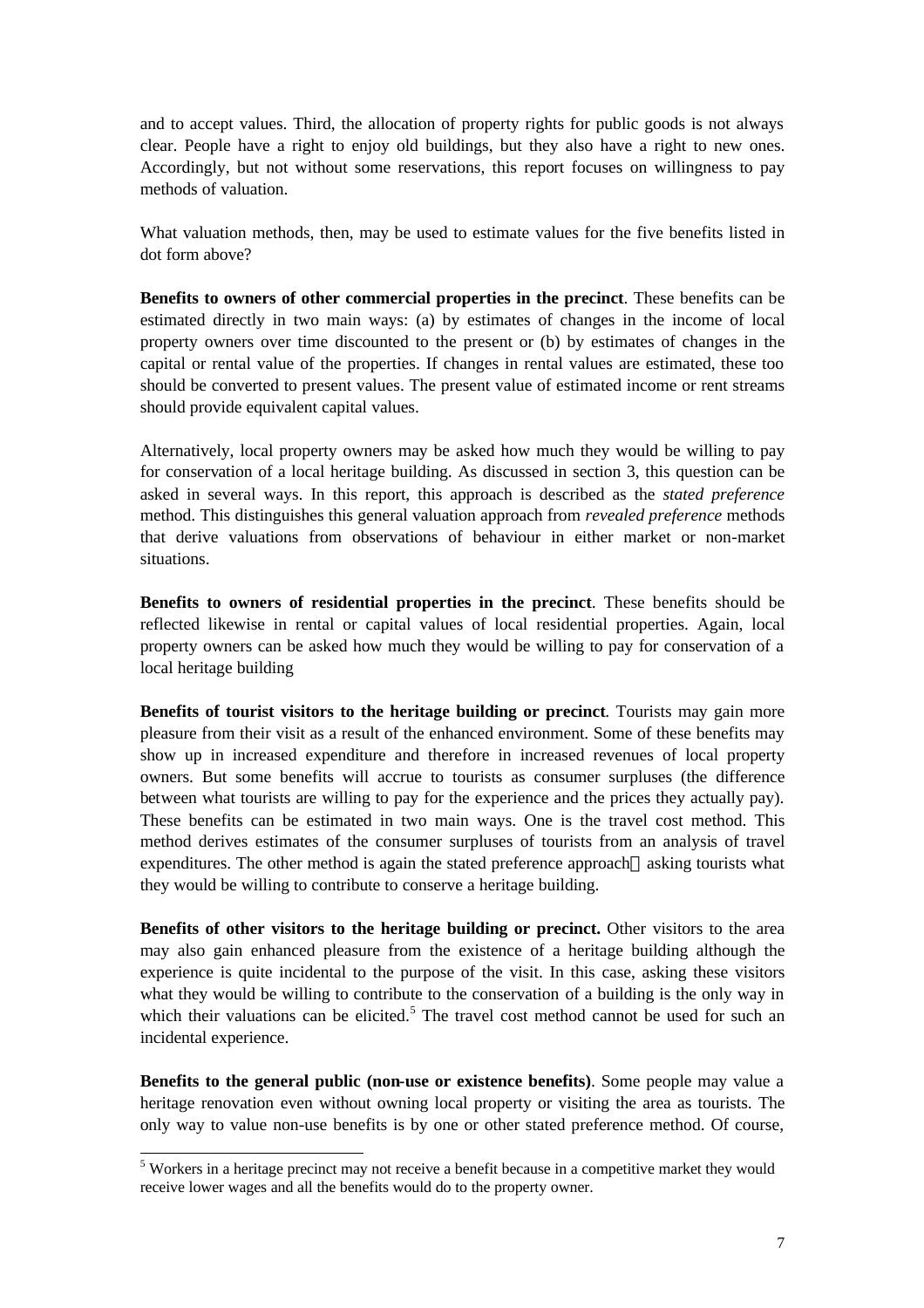and to accept values. Third, the allocation of property rights for public goods is not always clear. People have a right to enjoy old buildings, but they also have a right to new ones. Accordingly, but not without some reservations, this report focuses on willingness to pay methods of valuation.

What valuation methods, then, may be used to estimate values for the five benefits listed in dot form above?

**Benefits to owners of other commercial properties in the precinct**. These benefits can be estimated directly in two main ways: (a) by estimates of changes in the income of local property owners over time discounted to the present or (b) by estimates of changes in the capital or rental value of the properties. If changes in rental values are estimated, these too should be converted to present values. The present value of estimated income or rent streams should provide equivalent capital values.

Alternatively, local property owners may be asked how much they would be willing to pay for conservation of a local heritage building. As discussed in section 3, this question can be asked in several ways. In this report, this approach is described as the *stated preference* method. This distinguishes this general valuation approach from *revealed preference* methods that derive valuations from observations of behaviour in either market or non-market situations.

**Benefits to owners of residential properties in the precinct**. These benefits should be reflected likewise in rental or capital values of local residential properties. Again, local property owners can be asked how much they would be willing to pay for conservation of a local heritage building

**Benefits of tourist visitors to the heritage building or precinct**. Tourists may gain more pleasure from their visit as a result of the enhanced environment. Some of these benefits may show up in increased expenditure and therefore in increased revenues of local property owners. But some benefits will accrue to tourists as consumer surpluses (the difference between what tourists are willing to pay for the experience and the prices they actually pay). These benefits can be estimated in two main ways. One is the travel cost method. This method derives estimates of the consumer surpluses of tourists from an analysis of travel expenditures. The other method is again the stated preference approach — asking tourists what they would be willing to contribute to conserve a heritage building.

**Benefits of other visitors to the heritage building or precinct.** Other visitors to the area may also gain enhanced pleasure from the existence of a heritage building although the experience is quite incidental to the purpose of the visit. In this case, asking these visitors what they would be willing to contribute to the conservation of a building is the only way in which their valuations can be elicited.[5] The travel cost method cannot be used for such an incidental experience.

**Benefits to the general public (non-use or existence benefits)**. Some people may value a heritage renovation even without owning local property or visiting the area as tourists. The only way to value non-use benefits is by one or other stated preference method. Of course,

[5] Workers in a heritage precinct may not receive a benefit because in a competitive market they would receive lower wages and all the benefits would do to the property owner.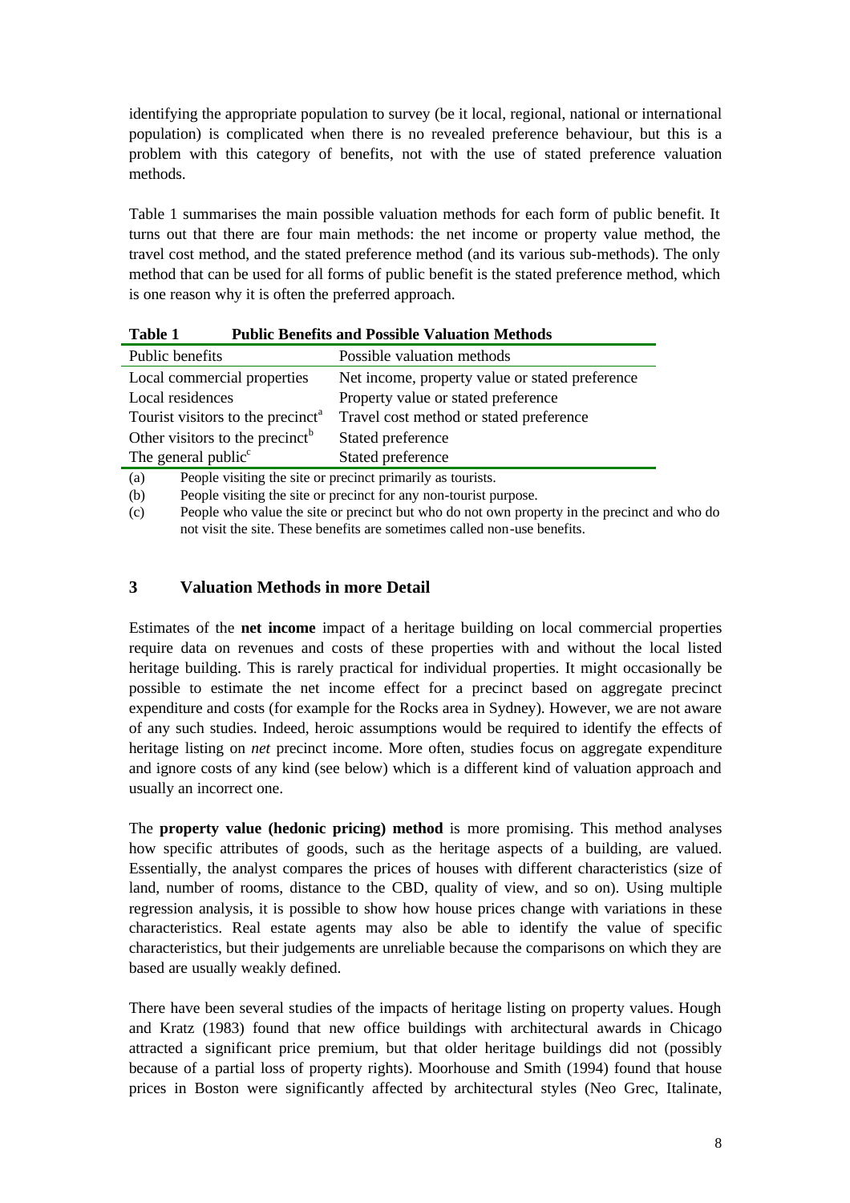identifying the appropriate population to survey (be it local, regional, national or international population) is complicated when there is no revealed preference behaviour, but this is a problem with this category of benefits, not with the use of stated preference valuation methods.

Table 1 summarises the main possible valuation methods for each form of public benefit. It turns out that there are four main methods: the net income or property value method, the travel cost method, and the stated preference method (and its various sub-methods). The only method that can be used for all forms of public benefit is the stated preference method, which is one reason why it is often the preferred approach.

**Table 1 Public Benefits and Possible Valuation Methods**

| Public benefits | Possible valuation methods |
|---|---|
| Local commercial properties | Net income, property value or stated preference |
| Local residences | Property value or stated preference |
| Tourist visitors to the precinct[a] | Travel cost method or stated preference |
| Other visitors to the precinct[b] | Stated preference |
| The general public[c] | Stated preference |

(a) People visiting the site or precinct primarily as tourists.

(b) People visiting the site or precinct for any non-tourist purpose.

(c) People who value the site or precinct but who do not own property in the precinct and who do not visit the site. These benefits are sometimes called non-use benefits.

## 3 Valuation Methods in more Detail

Estimates of the **net income** impact of a heritage building on local commercial properties require data on revenues and costs of these properties with and without the local listed heritage building. This is rarely practical for individual properties. It might occasionally be possible to estimate the net income effect for a precinct based on aggregate precinct expenditure and costs (for example for the Rocks area in Sydney). However, we are not aware of any such studies. Indeed, heroic assumptions would be required to identify the effects of heritage listing on *net* precinct income. More often, studies focus on aggregate expenditure and ignore costs of any kind (see below) which is a different kind of valuation approach and usually an incorrect one.

The **property value (hedonic pricing) method** is more promising. This method analyses how specific attributes of goods, such as the heritage aspects of a building, are valued. Essentially, the analyst compares the prices of houses with different characteristics (size of land, number of rooms, distance to the CBD, quality of view, and so on). Using multiple regression analysis, it is possible to show how house prices change with variations in these characteristics. Real estate agents may also be able to identify the value of specific characteristics, but their judgements are unreliable because the comparisons on which they are based are usually weakly defined.

There have been several studies of the impacts of heritage listing on property values. Hough and Kratz (1983) found that new office buildings with architectural awards in Chicago attracted a significant price premium, but that older heritage buildings did not (possibly because of a partial loss of property rights). Moorhouse and Smith (1994) found that house prices in Boston were significantly affected by architectural styles (Neo Grec, Italinate,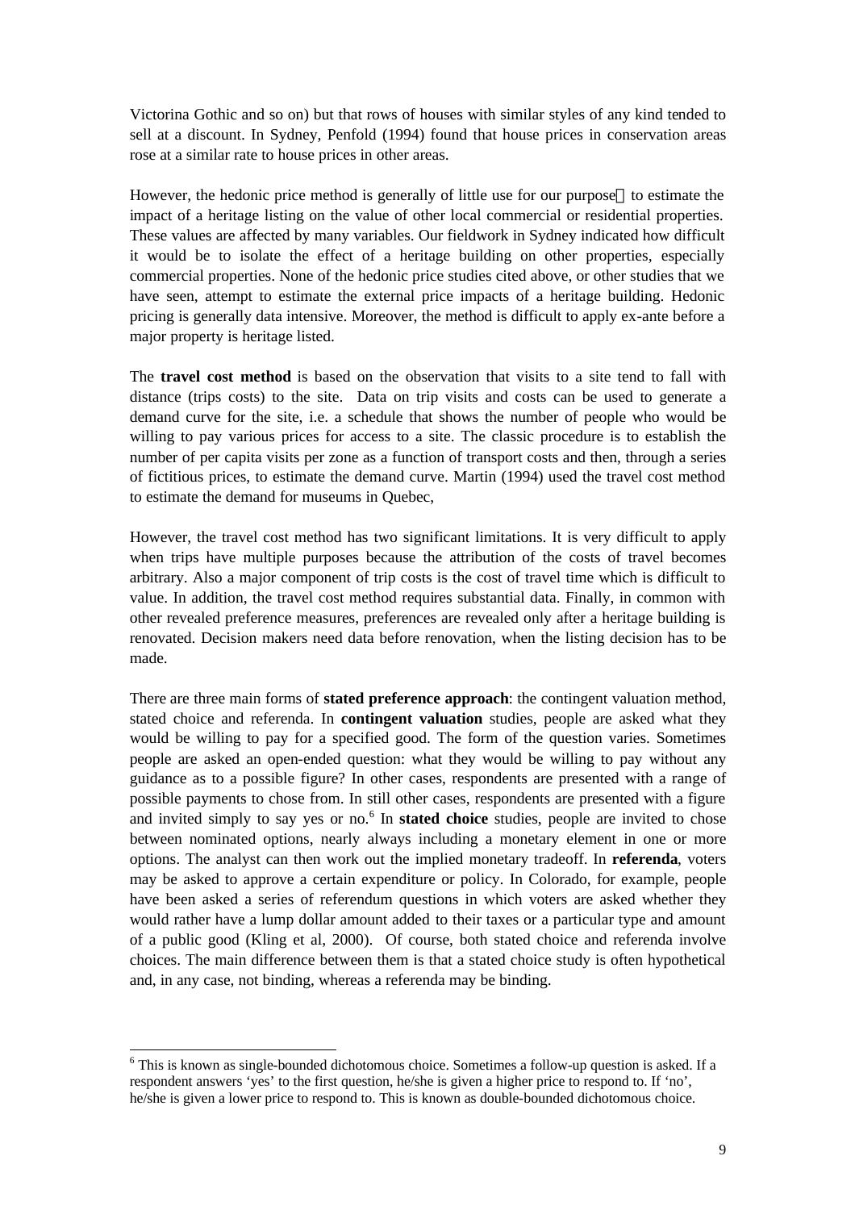Victorina Gothic and so on) but that rows of houses with similar styles of any kind tended to sell at a discount. In Sydney, Penfold (1994) found that house prices in conservation areas rose at a similar rate to house prices in other areas.

However, the hedonic price method is generally of little use for our purpose to estimate the impact of a heritage listing on the value of other local commercial or residential properties. These values are affected by many variables. Our fieldwork in Sydney indicated how difficult it would be to isolate the effect of a heritage building on other properties, especially commercial properties. None of the hedonic price studies cited above, or other studies that we have seen, attempt to estimate the external price impacts of a heritage building. Hedonic pricing is generally data intensive. Moreover, the method is difficult to apply ex-ante before a major property is heritage listed.

The **travel cost method** is based on the observation that visits to a site tend to fall with distance (trips costs) to the site. Data on trip visits and costs can be used to generate a demand curve for the site, i.e. a schedule that shows the number of people who would be willing to pay various prices for access to a site. The classic procedure is to establish the number of per capita visits per zone as a function of transport costs and then, through a series of fictitious prices, to estimate the demand curve. Martin (1994) used the travel cost method to estimate the demand for museums in Quebec,

However, the travel cost method has two significant limitations. It is very difficult to apply when trips have multiple purposes because the attribution of the costs of travel becomes arbitrary. Also a major component of trip costs is the cost of travel time which is difficult to value. In addition, the travel cost method requires substantial data. Finally, in common with other revealed preference measures, preferences are revealed only after a heritage building is renovated. Decision makers need data before renovation, when the listing decision has to be made.

There are three main forms of **stated preference approach**: the contingent valuation method, stated choice and referenda. In **contingent valuation** studies, people are asked what they would be willing to pay for a specified good. The form of the question varies. Sometimes people are asked an open-ended question: what they would be willing to pay without any guidance as to a possible figure? In other cases, respondents are presented with a range of possible payments to chose from. In still other cases, respondents are presented with a figure and invited simply to say yes or no.[6] In **stated choice** studies, people are invited to chose between nominated options, nearly always including a monetary element in one or more options. The analyst can then work out the implied monetary tradeoff. In **referenda**, voters may be asked to approve a certain expenditure or policy. In Colorado, for example, people have been asked a series of referendum questions in which voters are asked whether they would rather have a lump dollar amount added to their taxes or a particular type and amount of a public good (Kling et al, 2000). Of course, both stated choice and referenda involve choices. The main difference between them is that a stated choice study is often hypothetical and, in any case, not binding, whereas a referenda may be binding.

[6] This is known as single-bounded dichotomous choice. Sometimes a follow-up question is asked. If a respondent answers 'yes' to the first question, he/she is given a higher price to respond to. If 'no', he/she is given a lower price to respond to. This is known as double-bounded dichotomous choice.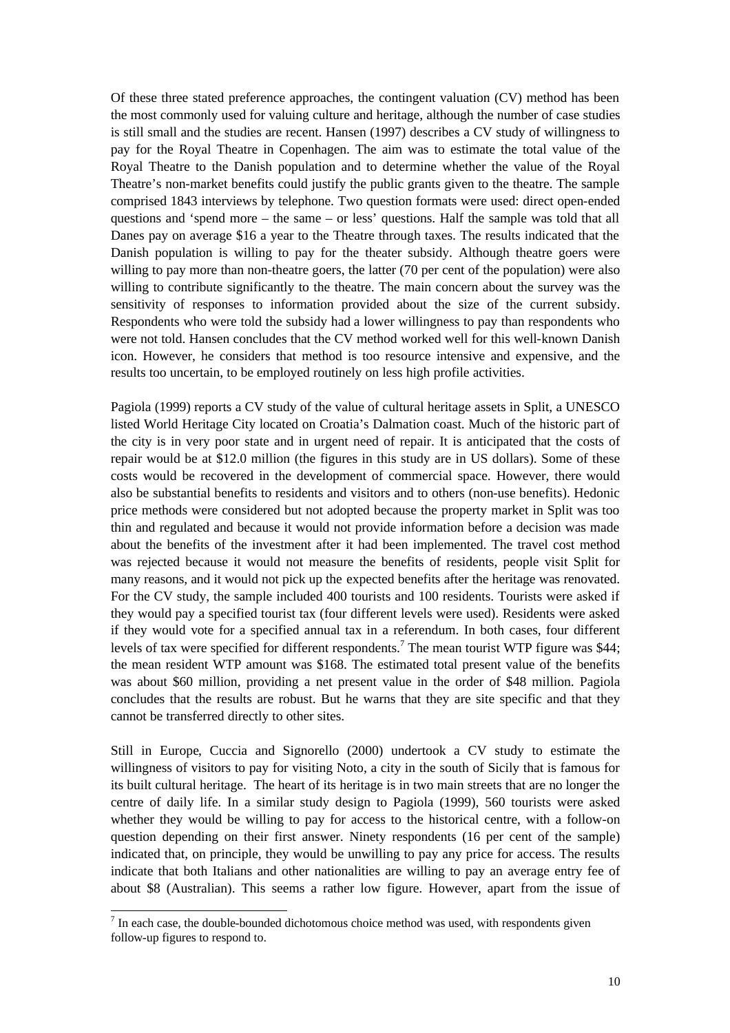Of these three stated preference approaches, the contingent valuation (CV) method has been the most commonly used for valuing culture and heritage, although the number of case studies is still small and the studies are recent. Hansen (1997) describes a CV study of willingness to pay for the Royal Theatre in Copenhagen. The aim was to estimate the total value of the Royal Theatre to the Danish population and to determine whether the value of the Royal Theatre's non-market benefits could justify the public grants given to the theatre. The sample comprised 1843 interviews by telephone. Two question formats were used: direct open-ended questions and 'spend more – the same – or less' questions. Half the sample was told that all Danes pay on average $16 a year to the Theatre through taxes. The results indicated that the Danish population is willing to pay for the theater subsidy. Although theatre goers were willing to pay more than non-theatre goers, the latter (70 per cent of the population) were also willing to contribute significantly to the theatre. The main concern about the survey was the sensitivity of responses to information provided about the size of the current subsidy. Respondents who were told the subsidy had a lower willingness to pay than respondents who were not told. Hansen concludes that the CV method worked well for this well-known Danish icon. However, he considers that method is too resource intensive and expensive, and the results too uncertain, to be employed routinely on less high profile activities.

Pagiola (1999) reports a CV study of the value of cultural heritage assets in Split, a UNESCO listed World Heritage City located on Croatia's Dalmation coast. Much of the historic part of the city is in very poor state and in urgent need of repair. It is anticipated that the costs of repair would be at $12.0 million (the figures in this study are in US dollars). Some of these costs would be recovered in the development of commercial space. However, there would also be substantial benefits to residents and visitors and to others (non-use benefits). Hedonic price methods were considered but not adopted because the property market in Split was too thin and regulated and because it would not provide information before a decision was made about the benefits of the investment after it had been implemented. The travel cost method was rejected because it would not measure the benefits of residents, people visit Split for many reasons, and it would not pick up the expected benefits after the heritage was renovated. For the CV study, the sample included 400 tourists and 100 residents. Tourists were asked if they would pay a specified tourist tax (four different levels were used). Residents were asked if they would vote for a specified annual tax in a referendum. In both cases, four different levels of tax were specified for different respondents.[7] The mean tourist WTP figure was $44; the mean resident WTP amount was $168. The estimated total present value of the benefits was about $60 million, providing a net present value in the order of $48 million. Pagiola concludes that the results are robust. But he warns that they are site specific and that they cannot be transferred directly to other sites.

Still in Europe, Cuccia and Signorello (2000) undertook a CV study to estimate the willingness of visitors to pay for visiting Noto, a city in the south of Sicily that is famous for its built cultural heritage. The heart of its heritage is in two main streets that are no longer the centre of daily life. In a similar study design to Pagiola (1999), 560 tourists were asked whether they would be willing to pay for access to the historical centre, with a follow-on question depending on their first answer. Ninety respondents (16 per cent of the sample) indicated that, on principle, they would be unwilling to pay any price for access. The results indicate that both Italians and other nationalities are willing to pay an average entry fee of about $8 (Australian). This seems a rather low figure. However, apart from the issue of

[7] In each case, the double-bounded dichotomous choice method was used, with respondents given follow-up figures to respond to.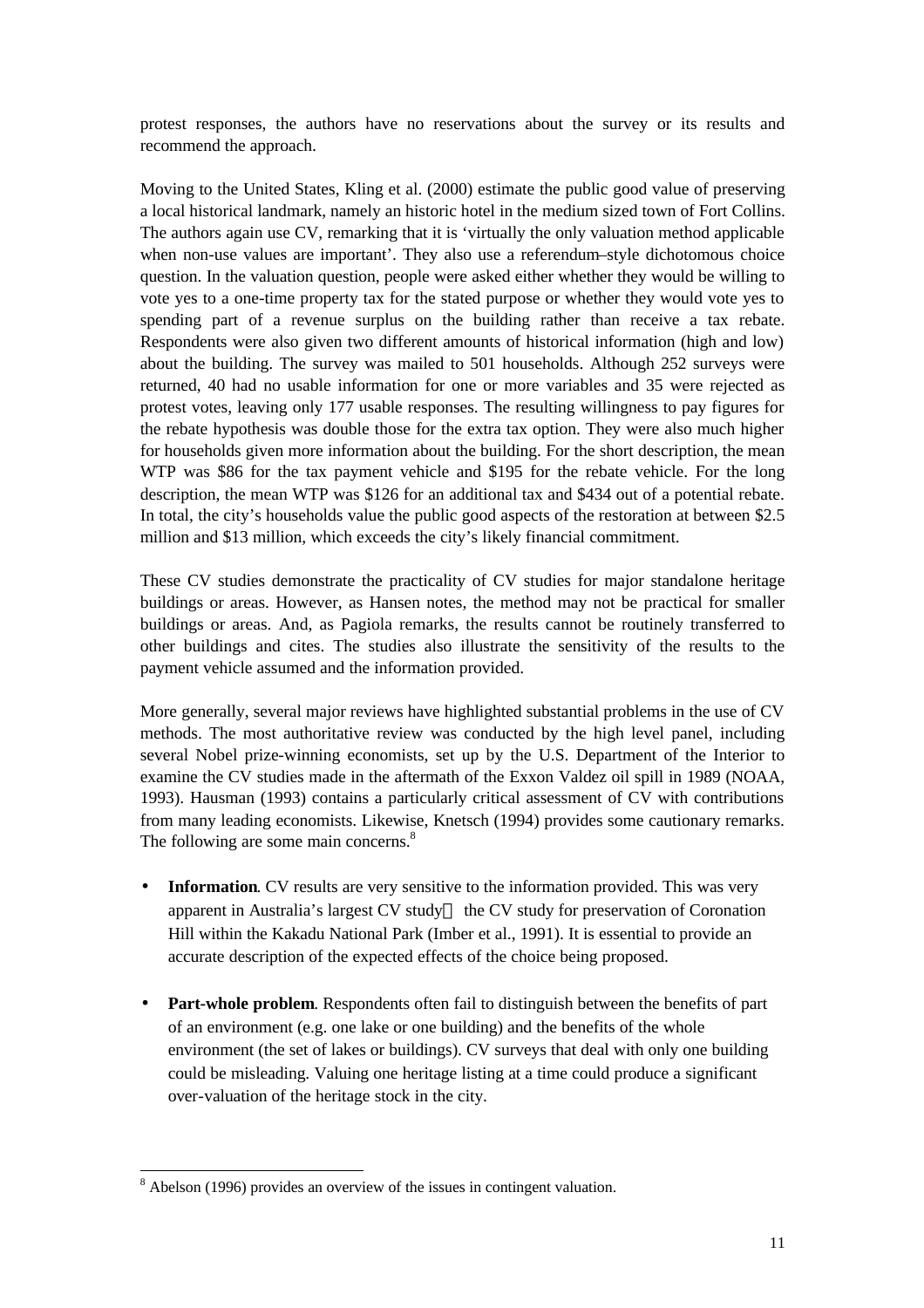protest responses, the authors have no reservations about the survey or its results and recommend the approach.

Moving to the United States, Kling et al. (2000) estimate the public good value of preserving a local historical landmark, namely an historic hotel in the medium sized town of Fort Collins. The authors again use CV, remarking that it is 'virtually the only valuation method applicable when non-use values are important'. They also use a referendum–style dichotomous choice question. In the valuation question, people were asked either whether they would be willing to vote yes to a one-time property tax for the stated purpose or whether they would vote yes to spending part of a revenue surplus on the building rather than receive a tax rebate. Respondents were also given two different amounts of historical information (high and low) about the building. The survey was mailed to 501 households. Although 252 surveys were returned, 40 had no usable information for one or more variables and 35 were rejected as protest votes, leaving only 177 usable responses. The resulting willingness to pay figures for the rebate hypothesis was double those for the extra tax option. They were also much higher for households given more information about the building. For the short description, the mean WTP was $86 for the tax payment vehicle and $195 for the rebate vehicle. For the long description, the mean WTP was $126 for an additional tax and $434 out of a potential rebate. In total, the city's households value the public good aspects of the restoration at between $2.5 million and $13 million, which exceeds the city's likely financial commitment.

These CV studies demonstrate the practicality of CV studies for major standalone heritage buildings or areas. However, as Hansen notes, the method may not be practical for smaller buildings or areas. And, as Pagiola remarks, the results cannot be routinely transferred to other buildings and cites. The studies also illustrate the sensitivity of the results to the payment vehicle assumed and the information provided.

More generally, several major reviews have highlighted substantial problems in the use of CV methods. The most authoritative review was conducted by the high level panel, including several Nobel prize-winning economists, set up by the U.S. Department of the Interior to examine the CV studies made in the aftermath of the Exxon Valdez oil spill in 1989 (NOAA, 1993). Hausman (1993) contains a particularly critical assessment of CV with contributions from many leading economists. Likewise, Knetsch (1994) provides some cautionary remarks. The following are some main concerns.[8]

- **Information**. CV results are very sensitive to the information provided. This was very apparent in Australia's largest CV study — the CV study for preservation of Coronation Hill within the Kakadu National Park (Imber et al., 1991). It is essential to provide an accurate description of the expected effects of the choice being proposed.

- **Part-whole problem**. Respondents often fail to distinguish between the benefits of part of an environment (e.g. one lake or one building) and the benefits of the whole environment (the set of lakes or buildings). CV surveys that deal with only one building could be misleading. Valuing one heritage listing at a time could produce a significant over-valuation of the heritage stock in the city.

[8] Abelson (1996) provides an overview of the issues in contingent valuation.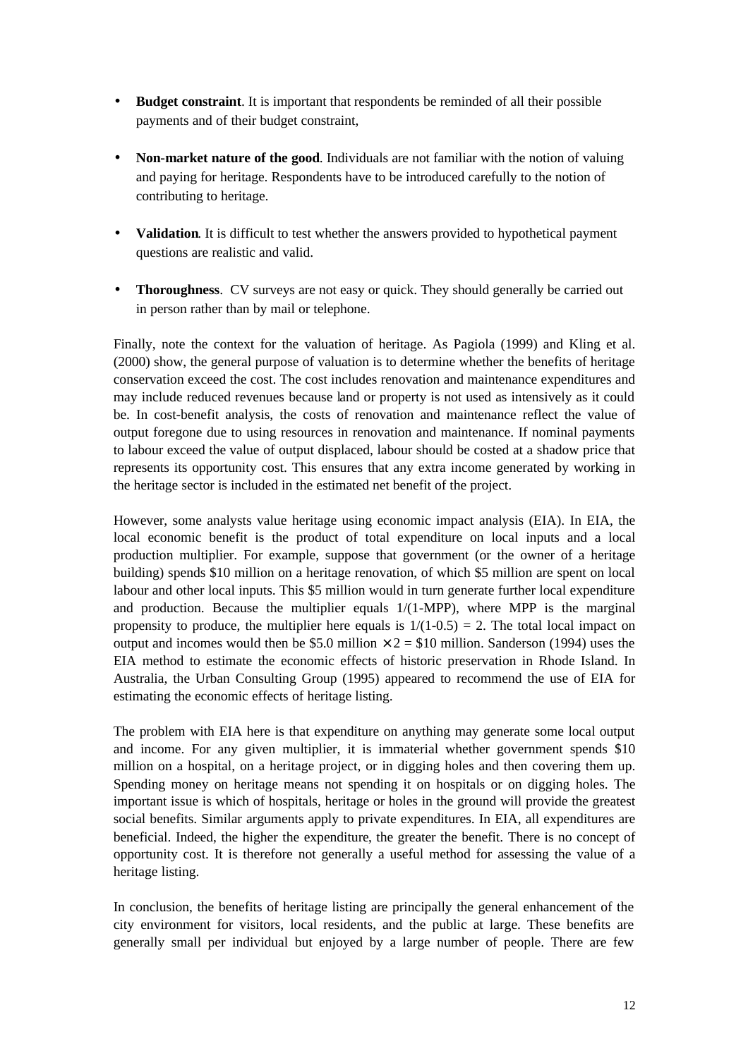- **Budget constraint**. It is important that respondents be reminded of all their possible payments and of their budget constraint,

- **Non-market nature of the good**. Individuals are not familiar with the notion of valuing and paying for heritage. Respondents have to be introduced carefully to the notion of contributing to heritage.

- **Validation**. It is difficult to test whether the answers provided to hypothetical payment questions are realistic and valid.

- **Thoroughness**. CV surveys are not easy or quick. They should generally be carried out in person rather than by mail or telephone.

Finally, note the context for the valuation of heritage. As Pagiola (1999) and Kling et al. (2000) show, the general purpose of valuation is to determine whether the benefits of heritage conservation exceed the cost. The cost includes renovation and maintenance expenditures and may include reduced revenues because land or property is not used as intensively as it could be. In cost-benefit analysis, the costs of renovation and maintenance reflect the value of output foregone due to using resources in renovation and maintenance. If nominal payments to labour exceed the value of output displaced, labour should be costed at a shadow price that represents its opportunity cost. This ensures that any extra income generated by working in the heritage sector is included in the estimated net benefit of the project.

However, some analysts value heritage using economic impact analysis (EIA). In EIA, the local economic benefit is the product of total expenditure on local inputs and a local production multiplier. For example, suppose that government (or the owner of a heritage building) spends \$10 million on a heritage renovation, of which \$5 million are spent on local labour and other local inputs. This \$5 million would in turn generate further local expenditure and production. Because the multiplier equals 1/(1-MPP), where MPP is the marginal propensity to produce, the multiplier here equals is $1/(1-0.5) = 2$. The total local impact on output and incomes would then be \$5.0 million $\times 2 =$ \$10 million. Sanderson (1994) uses the EIA method to estimate the economic effects of historic preservation in Rhode Island. In Australia, the Urban Consulting Group (1995) appeared to recommend the use of EIA for estimating the economic effects of heritage listing.

The problem with EIA here is that expenditure on anything may generate some local output and income. For any given multiplier, it is immaterial whether government spends \$10 million on a hospital, on a heritage project, or in digging holes and then covering them up. Spending money on heritage means not spending it on hospitals or on digging holes. The important issue is which of hospitals, heritage or holes in the ground will provide the greatest social benefits. Similar arguments apply to private expenditures. In EIA, all expenditures are beneficial. Indeed, the higher the expenditure, the greater the benefit. There is no concept of opportunity cost. It is therefore not generally a useful method for assessing the value of a heritage listing.

In conclusion, the benefits of heritage listing are principally the general enhancement of the city environment for visitors, local residents, and the public at large. These benefits are generally small per individual but enjoyed by a large number of people. There are few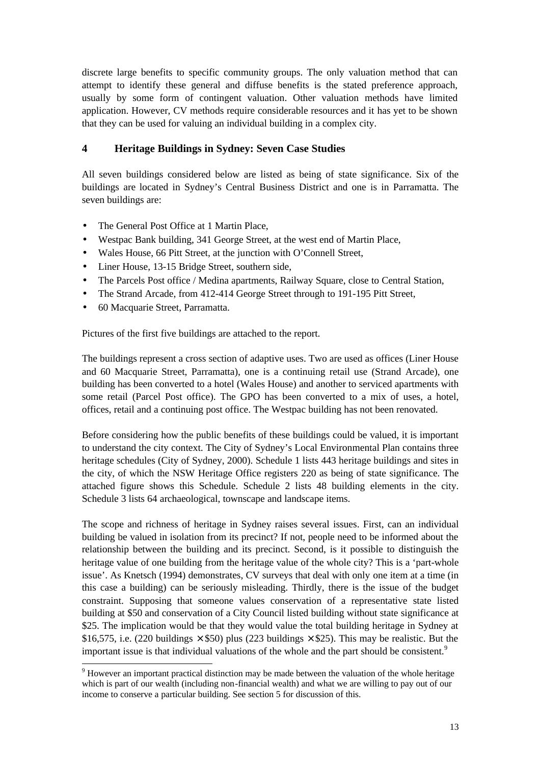discrete large benefits to specific community groups. The only valuation method that can attempt to identify these general and diffuse benefits is the stated preference approach, usually by some form of contingent valuation. Other valuation methods have limited application. However, CV methods require considerable resources and it has yet to be shown that they can be used for valuing an individual building in a complex city.

## 4 Heritage Buildings in Sydney: Seven Case Studies

All seven buildings considered below are listed as being of state significance. Six of the buildings are located in Sydney's Central Business District and one is in Parramatta. The seven buildings are:

- The General Post Office at 1 Martin Place,
- Westpac Bank building, 341 George Street, at the west end of Martin Place,
- Wales House, 66 Pitt Street, at the junction with O'Connell Street,
- Liner House, 13-15 Bridge Street, southern side,
- The Parcels Post office / Medina apartments, Railway Square, close to Central Station,
- The Strand Arcade, from 412-414 George Street through to 191-195 Pitt Street,
- 60 Macquarie Street, Parramatta.

Pictures of the first five buildings are attached to the report.

The buildings represent a cross section of adaptive uses. Two are used as offices (Liner House and 60 Macquarie Street, Parramatta), one is a continuing retail use (Strand Arcade), one building has been converted to a hotel (Wales House) and another to serviced apartments with some retail (Parcel Post office). The GPO has been converted to a mix of uses, a hotel, offices, retail and a continuing post office. The Westpac building has not been renovated.

Before considering how the public benefits of these buildings could be valued, it is important to understand the city context. The City of Sydney's Local Environmental Plan contains three heritage schedules (City of Sydney, 2000). Schedule 1 lists 443 heritage buildings and sites in the city, of which the NSW Heritage Office registers 220 as being of state significance. The attached figure shows this Schedule. Schedule 2 lists 48 building elements in the city. Schedule 3 lists 64 archaeological, townscape and landscape items.

The scope and richness of heritage in Sydney raises several issues. First, can an individual building be valued in isolation from its precinct? If not, people need to be informed about the relationship between the building and its precinct. Second, is it possible to distinguish the heritage value of one building from the heritage value of the whole city? This is a 'part-whole issue'. As Knetsch (1994) demonstrates, CV surveys that deal with only one item at a time (in this case a building) can be seriously misleading. Thirdly, there is the issue of the budget constraint. Supposing that someone values conservation of a representative state listed building at \$50 and conservation of a City Council listed building without state significance at \$25. The implication would be that they would value the total building heritage in Sydney at \$16,575, i.e. (220 buildings × \$50) plus (223 buildings × \$25). This may be realistic. But the important issue is that individual valuations of the whole and the part should be consistent.[9]

[9] However an important practical distinction may be made between the valuation of the whole heritage which is part of our wealth (including non-financial wealth) and what we are willing to pay out of our income to conserve a particular building. See section 5 for discussion of this.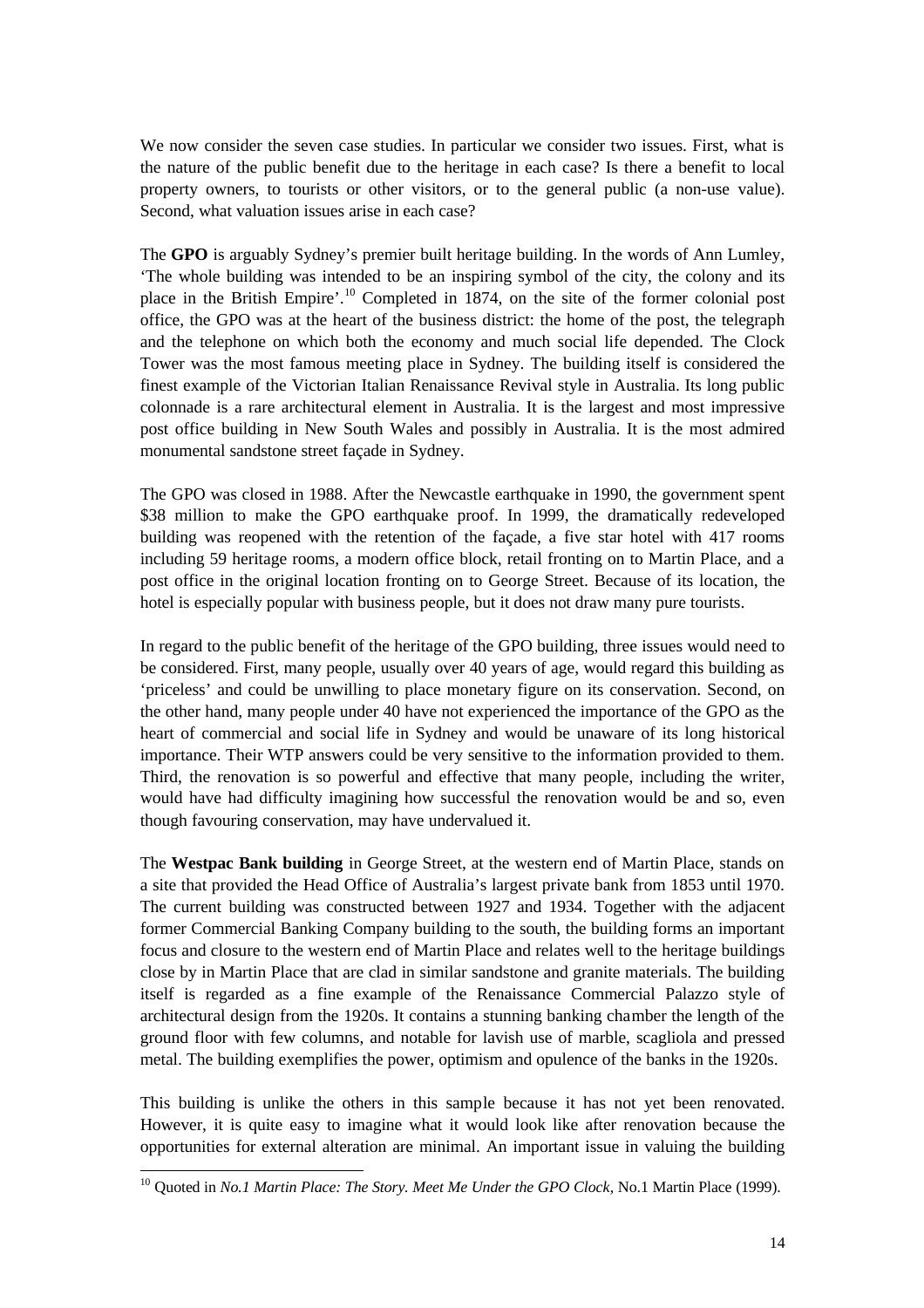We now consider the seven case studies. In particular we consider two issues. First, what is the nature of the public benefit due to the heritage in each case? Is there a benefit to local property owners, to tourists or other visitors, or to the general public (a non-use value). Second, what valuation issues arise in each case?

The **GPO** is arguably Sydney's premier built heritage building. In the words of Ann Lumley, 'The whole building was intended to be an inspiring symbol of the city, the colony and its place in the British Empire'.[10] Completed in 1874, on the site of the former colonial post office, the GPO was at the heart of the business district: the home of the post, the telegraph and the telephone on which both the economy and much social life depended. The Clock Tower was the most famous meeting place in Sydney. The building itself is considered the finest example of the Victorian Italian Renaissance Revival style in Australia. Its long public colonnade is a rare architectural element in Australia. It is the largest and most impressive post office building in New South Wales and possibly in Australia. It is the most admired monumental sandstone street façade in Sydney.

The GPO was closed in 1988. After the Newcastle earthquake in 1990, the government spent \$38 million to make the GPO earthquake proof. In 1999, the dramatically redeveloped building was reopened with the retention of the façade, a five star hotel with 417 rooms including 59 heritage rooms, a modern office block, retail fronting on to Martin Place, and a post office in the original location fronting on to George Street. Because of its location, the hotel is especially popular with business people, but it does not draw many pure tourists.

In regard to the public benefit of the heritage of the GPO building, three issues would need to be considered. First, many people, usually over 40 years of age, would regard this building as 'priceless' and could be unwilling to place monetary figure on its conservation. Second, on the other hand, many people under 40 have not experienced the importance of the GPO as the heart of commercial and social life in Sydney and would be unaware of its long historical importance. Their WTP answers could be very sensitive to the information provided to them. Third, the renovation is so powerful and effective that many people, including the writer, would have had difficulty imagining how successful the renovation would be and so, even though favouring conservation, may have undervalued it.

The **Westpac Bank building** in George Street, at the western end of Martin Place, stands on a site that provided the Head Office of Australia's largest private bank from 1853 until 1970. The current building was constructed between 1927 and 1934. Together with the adjacent former Commercial Banking Company building to the south, the building forms an important focus and closure to the western end of Martin Place and relates well to the heritage buildings close by in Martin Place that are clad in similar sandstone and granite materials. The building itself is regarded as a fine example of the Renaissance Commercial Palazzo style of architectural design from the 1920s. It contains a stunning banking chamber the length of the ground floor with few columns, and notable for lavish use of marble, scagliola and pressed metal. The building exemplifies the power, optimism and opulence of the banks in the 1920s.

This building is unlike the others in this sample because it has not yet been renovated. However, it is quite easy to imagine what it would look like after renovation because the opportunities for external alteration are minimal. An important issue in valuing the building

[10] Quoted in *No.1 Martin Place: The Story. Meet Me Under the GPO Clock*, No.1 Martin Place (1999).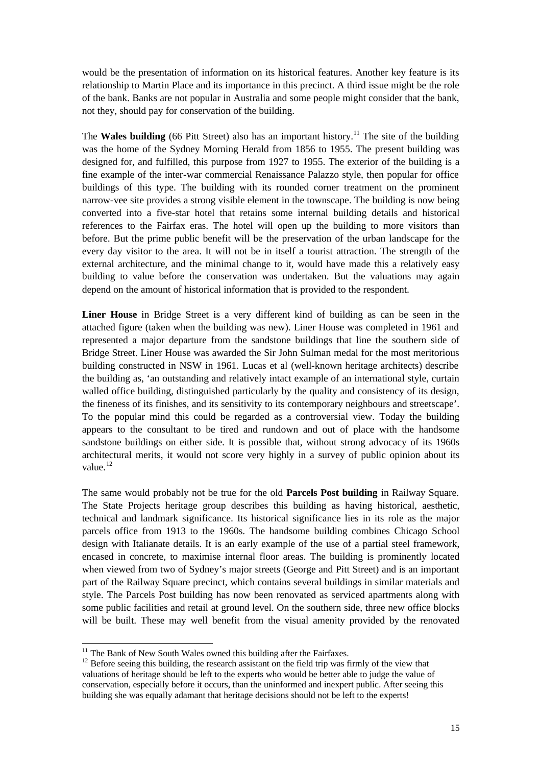would be the presentation of information on its historical features. Another key feature is its relationship to Martin Place and its importance in this precinct. A third issue might be the role of the bank. Banks are not popular in Australia and some people might consider that the bank, not they, should pay for conservation of the building.

The **Wales building** (66 Pitt Street) also has an important history.[11] The site of the building was the home of the Sydney Morning Herald from 1856 to 1955. The present building was designed for, and fulfilled, this purpose from 1927 to 1955. The exterior of the building is a fine example of the inter-war commercial Renaissance Palazzo style, then popular for office buildings of this type. The building with its rounded corner treatment on the prominent narrow-vee site provides a strong visible element in the townscape. The building is now being converted into a five-star hotel that retains some internal building details and historical references to the Fairfax eras. The hotel will open up the building to more visitors than before. But the prime public benefit will be the preservation of the urban landscape for the every day visitor to the area. It will not be in itself a tourist attraction. The strength of the external architecture, and the minimal change to it, would have made this a relatively easy building to value before the conservation was undertaken. But the valuations may again depend on the amount of historical information that is provided to the respondent.

**Liner House** in Bridge Street is a very different kind of building as can be seen in the attached figure (taken when the building was new). Liner House was completed in 1961 and represented a major departure from the sandstone buildings that line the southern side of Bridge Street. Liner House was awarded the Sir John Sulman medal for the most meritorious building constructed in NSW in 1961. Lucas et al (well-known heritage architects) describe the building as, 'an outstanding and relatively intact example of an international style, curtain walled office building, distinguished particularly by the quality and consistency of its design, the fineness of its finishes, and its sensitivity to its contemporary neighbours and streetscape'. To the popular mind this could be regarded as a controversial view. Today the building appears to the consultant to be tired and rundown and out of place with the handsome sandstone buildings on either side. It is possible that, without strong advocacy of its 1960s architectural merits, it would not score very highly in a survey of public opinion about its value.[12]

The same would probably not be true for the old **Parcels Post building** in Railway Square. The State Projects heritage group describes this building as having historical, aesthetic, technical and landmark significance. Its historical significance lies in its role as the major parcels office from 1913 to the 1960s. The handsome building combines Chicago School design with Italianate details. It is an early example of the use of a partial steel framework, encased in concrete, to maximise internal floor areas. The building is prominently located when viewed from two of Sydney's major streets (George and Pitt Street) and is an important part of the Railway Square precinct, which contains several buildings in similar materials and style. The Parcels Post building has now been renovated as serviced apartments along with some public facilities and retail at ground level. On the southern side, three new office blocks will be built. These may well benefit from the visual amenity provided by the renovated

[11] The Bank of New South Wales owned this building after the Fairfaxes.

[12] Before seeing this building, the research assistant on the field trip was firmly of the view that valuations of heritage should be left to the experts who would be better able to judge the value of conservation, especially before it occurs, than the uninformed and inexpert public. After seeing this building she was equally adamant that heritage decisions should not be left to the experts!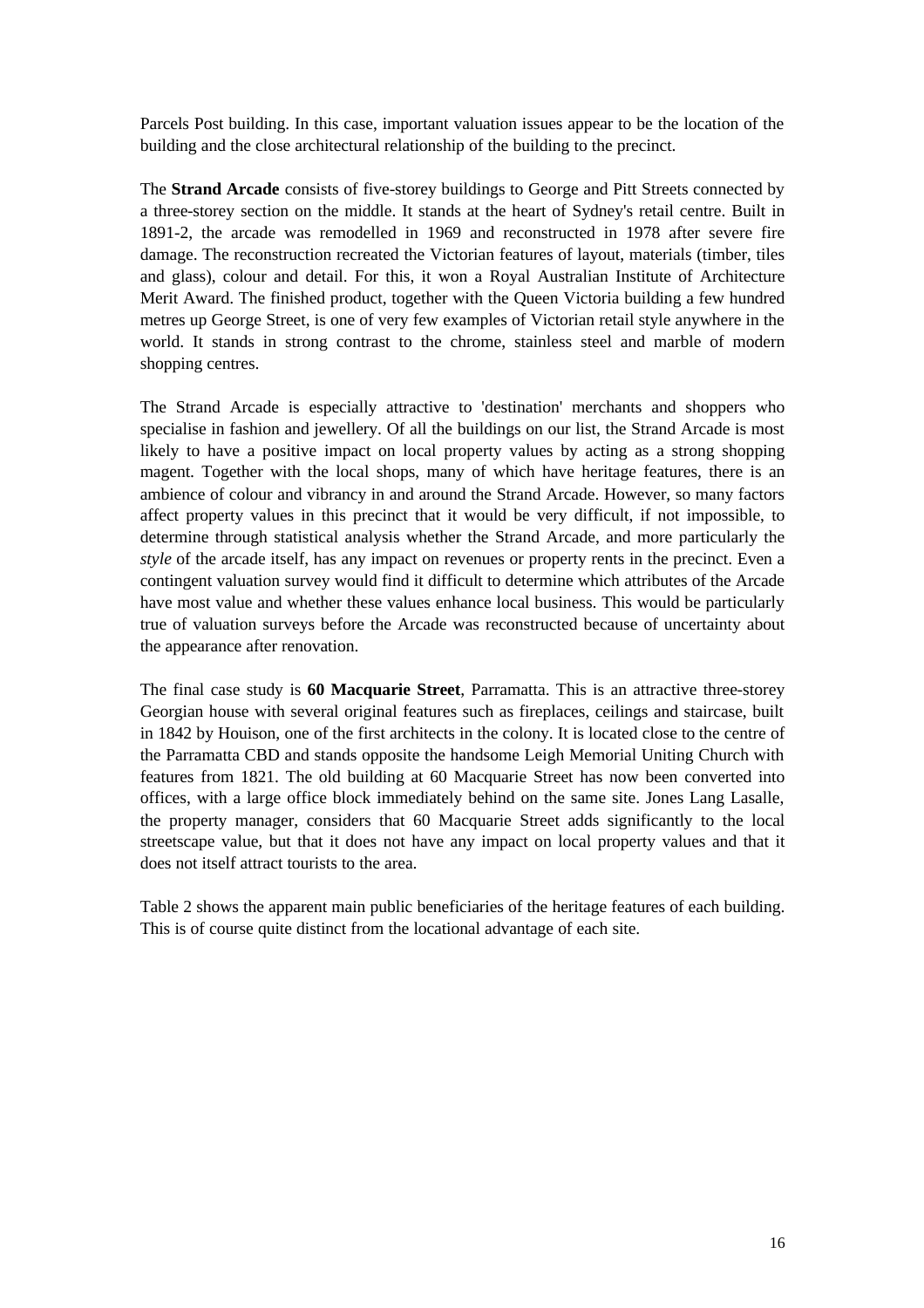Parcels Post building. In this case, important valuation issues appear to be the location of the building and the close architectural relationship of the building to the precinct.

The **Strand Arcade** consists of five-storey buildings to George and Pitt Streets connected by a three-storey section on the middle. It stands at the heart of Sydney's retail centre. Built in 1891-2, the arcade was remodelled in 1969 and reconstructed in 1978 after severe fire damage. The reconstruction recreated the Victorian features of layout, materials (timber, tiles and glass), colour and detail. For this, it won a Royal Australian Institute of Architecture Merit Award. The finished product, together with the Queen Victoria building a few hundred metres up George Street, is one of very few examples of Victorian retail style anywhere in the world. It stands in strong contrast to the chrome, stainless steel and marble of modern shopping centres.

The Strand Arcade is especially attractive to 'destination' merchants and shoppers who specialise in fashion and jewellery. Of all the buildings on our list, the Strand Arcade is most likely to have a positive impact on local property values by acting as a strong shopping magent. Together with the local shops, many of which have heritage features, there is an ambience of colour and vibrancy in and around the Strand Arcade. However, so many factors affect property values in this precinct that it would be very difficult, if not impossible, to determine through statistical analysis whether the Strand Arcade, and more particularly the *style* of the arcade itself, has any impact on revenues or property rents in the precinct. Even a contingent valuation survey would find it difficult to determine which attributes of the Arcade have most value and whether these values enhance local business. This would be particularly true of valuation surveys before the Arcade was reconstructed because of uncertainty about the appearance after renovation.

The final case study is **60 Macquarie Street**, Parramatta. This is an attractive three-storey Georgian house with several original features such as fireplaces, ceilings and staircase, built in 1842 by Houison, one of the first architects in the colony. It is located close to the centre of the Parramatta CBD and stands opposite the handsome Leigh Memorial Uniting Church with features from 1821. The old building at 60 Macquarie Street has now been converted into offices, with a large office block immediately behind on the same site. Jones Lang Lasalle, the property manager, considers that 60 Macquarie Street adds significantly to the local streetscape value, but that it does not have any impact on local property values and that it does not itself attract tourists to the area.

Table 2 shows the apparent main public beneficiaries of the heritage features of each building. This is of course quite distinct from the locational advantage of each site.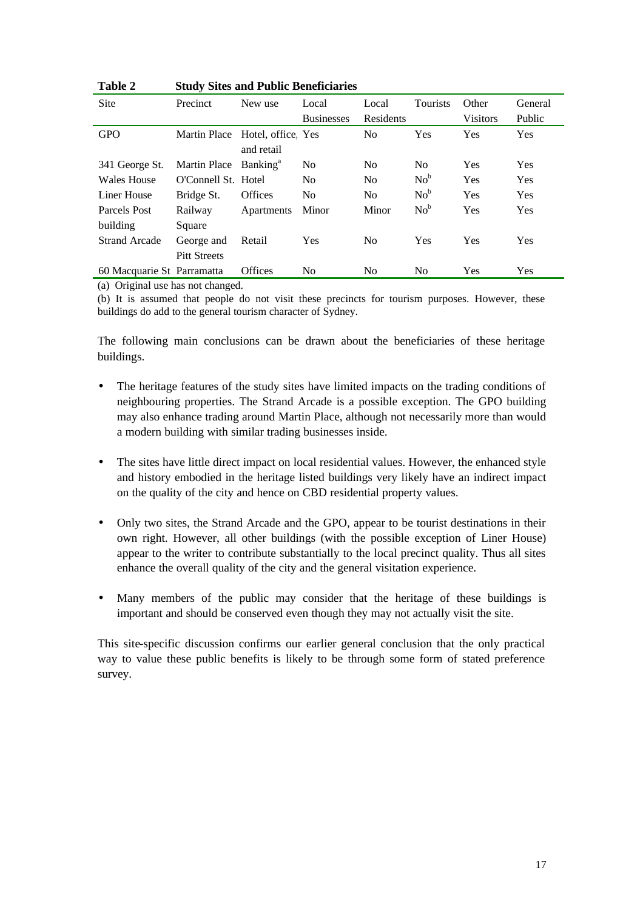**Table 2 Study Sites and Public Beneficiaries**

| Site | Precinct | New use | Local Businesses | Local Residents | Tourists | Other Visitors | General Public |
|---|---|---|---|---|---|---|---|
| GPO | Martin Place | Hotel, office, and retail | Yes | No | Yes | Yes | Yes |
| 341 George St. | Martin Place | Banking[a] | No | No | No | Yes | Yes |
| Wales House | O'Connell St. | Hotel | No | No | No[b] | Yes | Yes |
| Liner House | Bridge St. | Offices | No | No | No[b] | Yes | Yes |
| Parcels Post building | Railway Square | Apartments | Minor | Minor | No[b] | Yes | Yes |
| Strand Arcade | George and Pitt Streets | Retail | Yes | No | Yes | Yes | Yes |
| 60 Macquarie St | Parramatta | Offices | No | No | No | Yes | Yes |

(a) Original use has not changed.

(b) It is assumed that people do not visit these precincts for tourism purposes. However, these buildings do add to the general tourism character of Sydney.

The following main conclusions can be drawn about the beneficiaries of these heritage buildings.

- The heritage features of the study sites have limited impacts on the trading conditions of neighbouring properties. The Strand Arcade is a possible exception. The GPO building may also enhance trading around Martin Place, although not necessarily more than would a modern building with similar trading businesses inside.

- The sites have little direct impact on local residential values. However, the enhanced style and history embodied in the heritage listed buildings very likely have an indirect impact on the quality of the city and hence on CBD residential property values.

- Only two sites, the Strand Arcade and the GPO, appear to be tourist destinations in their own right. However, all other buildings (with the possible exception of Liner House) appear to the writer to contribute substantially to the local precinct quality. Thus all sites enhance the overall quality of the city and the general visitation experience.

- Many members of the public may consider that the heritage of these buildings is important and should be conserved even though they may not actually visit the site.

This site-specific discussion confirms our earlier general conclusion that the only practical way to value these public benefits is likely to be through some form of stated preference survey.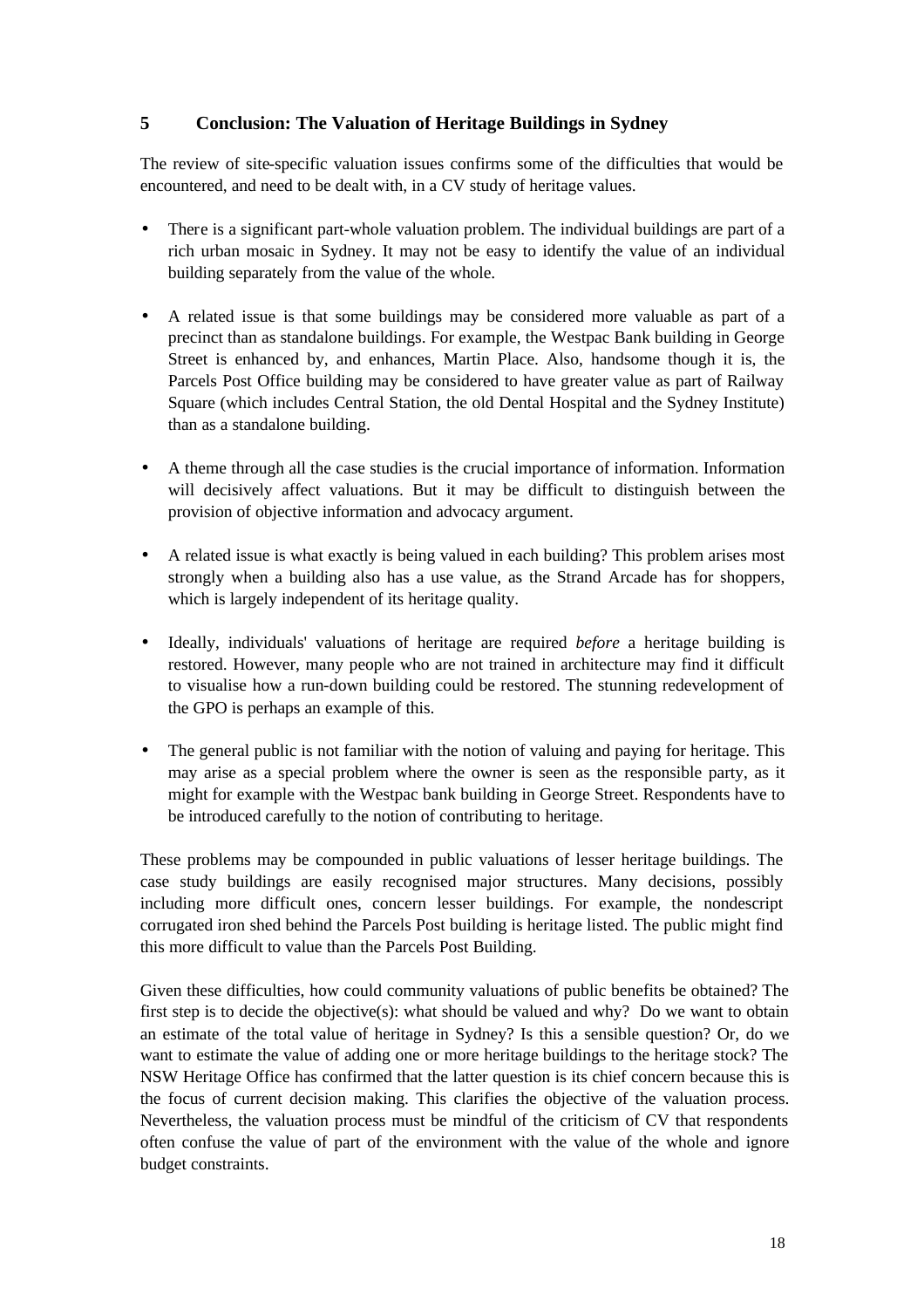## 5 Conclusion: The Valuation of Heritage Buildings in Sydney

The review of site-specific valuation issues confirms some of the difficulties that would be encountered, and need to be dealt with, in a CV study of heritage values.

- There is a significant part-whole valuation problem. The individual buildings are part of a rich urban mosaic in Sydney. It may not be easy to identify the value of an individual building separately from the value of the whole.
- A related issue is that some buildings may be considered more valuable as part of a precinct than as standalone buildings. For example, the Westpac Bank building in George Street is enhanced by, and enhances, Martin Place. Also, handsome though it is, the Parcels Post Office building may be considered to have greater value as part of Railway Square (which includes Central Station, the old Dental Hospital and the Sydney Institute) than as a standalone building.
- A theme through all the case studies is the crucial importance of information. Information will decisively affect valuations. But it may be difficult to distinguish between the provision of objective information and advocacy argument.
- A related issue is what exactly is being valued in each building? This problem arises most strongly when a building also has a use value, as the Strand Arcade has for shoppers, which is largely independent of its heritage quality.
- Ideally, individuals' valuations of heritage are required *before* a heritage building is restored. However, many people who are not trained in architecture may find it difficult to visualise how a run-down building could be restored. The stunning redevelopment of the GPO is perhaps an example of this.
- The general public is not familiar with the notion of valuing and paying for heritage. This may arise as a special problem where the owner is seen as the responsible party, as it might for example with the Westpac bank building in George Street. Respondents have to be introduced carefully to the notion of contributing to heritage.

These problems may be compounded in public valuations of lesser heritage buildings. The case study buildings are easily recognised major structures. Many decisions, possibly including more difficult ones, concern lesser buildings. For example, the nondescript corrugated iron shed behind the Parcels Post building is heritage listed. The public might find this more difficult to value than the Parcels Post Building.

Given these difficulties, how could community valuations of public benefits be obtained? The first step is to decide the objective(s): what should be valued and why? Do we want to obtain an estimate of the total value of heritage in Sydney? Is this a sensible question? Or, do we want to estimate the value of adding one or more heritage buildings to the heritage stock? The NSW Heritage Office has confirmed that the latter question is its chief concern because this is the focus of current decision making. This clarifies the objective of the valuation process. Nevertheless, the valuation process must be mindful of the criticism of CV that respondents often confuse the value of part of the environment with the value of the whole and ignore budget constraints.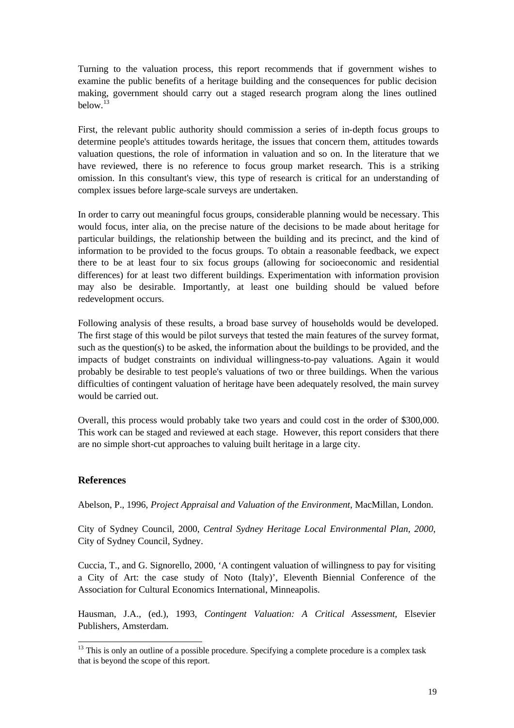Turning to the valuation process, this report recommends that if government wishes to examine the public benefits of a heritage building and the consequences for public decision making, government should carry out a staged research program along the lines outlined below.[13]

First, the relevant public authority should commission a series of in-depth focus groups to determine people's attitudes towards heritage, the issues that concern them, attitudes towards valuation questions, the role of information in valuation and so on. In the literature that we have reviewed, there is no reference to focus group market research. This is a striking omission. In this consultant's view, this type of research is critical for an understanding of complex issues before large-scale surveys are undertaken.

In order to carry out meaningful focus groups, considerable planning would be necessary. This would focus, inter alia, on the precise nature of the decisions to be made about heritage for particular buildings, the relationship between the building and its precinct, and the kind of information to be provided to the focus groups. To obtain a reasonable feedback, we expect there to be at least four to six focus groups (allowing for socioeconomic and residential differences) for at least two different buildings. Experimentation with information provision may also be desirable. Importantly, at least one building should be valued before redevelopment occurs.

Following analysis of these results, a broad base survey of households would be developed. The first stage of this would be pilot surveys that tested the main features of the survey format, such as the question(s) to be asked, the information about the buildings to be provided, and the impacts of budget constraints on individual willingness-to-pay valuations. Again it would probably be desirable to test people's valuations of two or three buildings. When the various difficulties of contingent valuation of heritage have been adequately resolved, the main survey would be carried out.

Overall, this process would probably take two years and could cost in the order of $300,000. This work can be staged and reviewed at each stage. However, this report considers that there are no simple short-cut approaches to valuing built heritage in a large city.

## References

Abelson, P., 1996, *Project Appraisal and Valuation of the Environment*, MacMillan, London.

City of Sydney Council, 2000, *Central Sydney Heritage Local Environmental Plan, 2000*, City of Sydney Council, Sydney.

Cuccia, T., and G. Signorello, 2000, 'A contingent valuation of willingness to pay for visiting a City of Art: the case study of Noto (Italy)', Eleventh Biennial Conference of the Association for Cultural Economics International, Minneapolis.

Hausman, J.A., (ed.), 1993, *Contingent Valuation: A Critical Assessment*, Elsevier Publishers, Amsterdam.

[13] This is only an outline of a possible procedure. Specifying a complete procedure is a complex task that is beyond the scope of this report.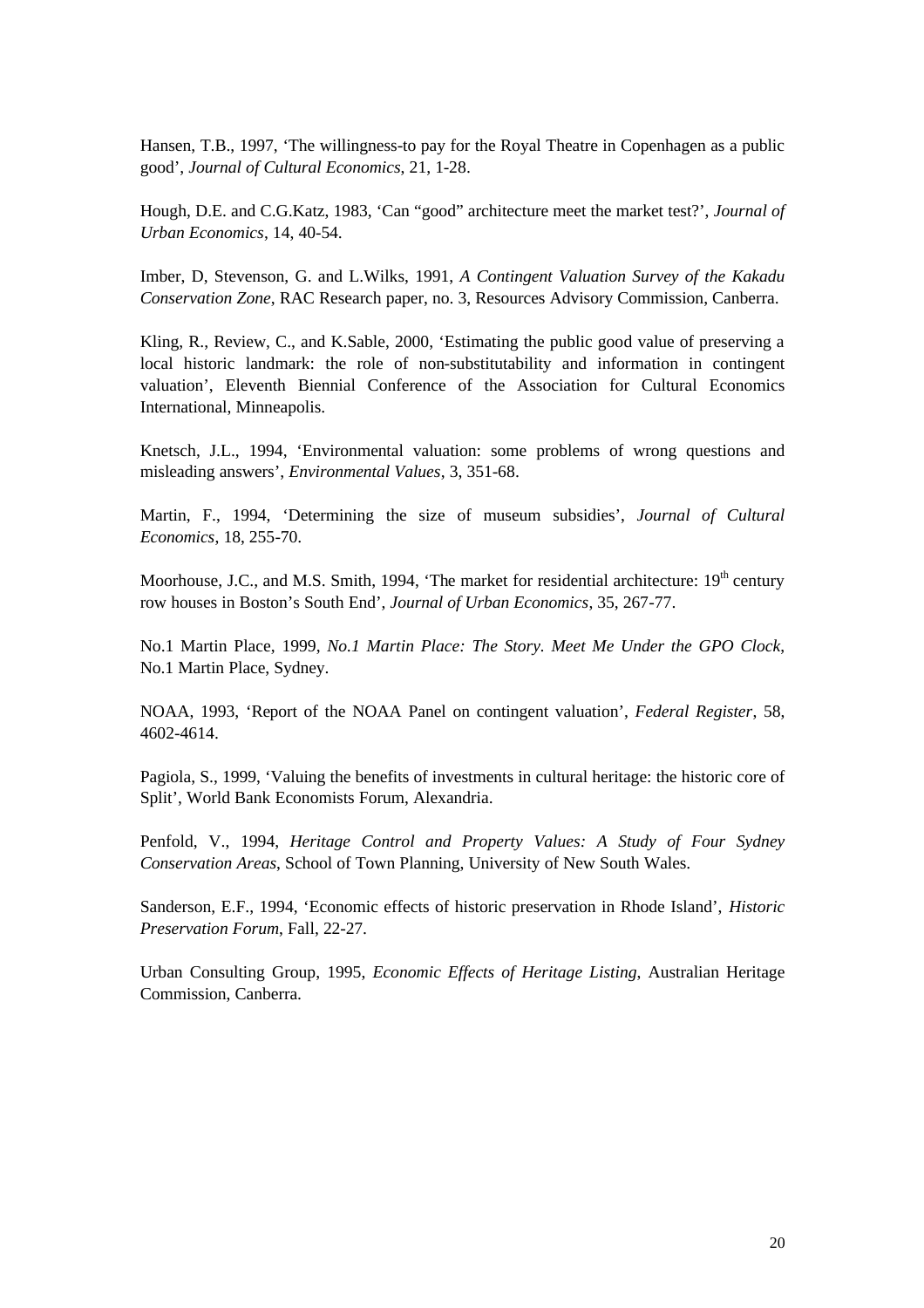Hansen, T.B., 1997, 'The willingness-to pay for the Royal Theatre in Copenhagen as a public good', *Journal of Cultural Economics*, 21, 1-28.

Hough, D.E. and C.G.Katz, 1983, 'Can "good" architecture meet the market test?', *Journal of Urban Economics*, 14, 40-54.

Imber, D, Stevenson, G. and L.Wilks, 1991, *A Contingent Valuation Survey of the Kakadu Conservation Zone*, RAC Research paper, no. 3, Resources Advisory Commission, Canberra.

Kling, R., Review, C., and K.Sable, 2000, 'Estimating the public good value of preserving a local historic landmark: the role of non-substitutability and information in contingent valuation', Eleventh Biennial Conference of the Association for Cultural Economics International, Minneapolis.

Knetsch, J.L., 1994, 'Environmental valuation: some problems of wrong questions and misleading answers', *Environmental Values*, 3, 351-68.

Martin, F., 1994, 'Determining the size of museum subsidies', *Journal of Cultural Economics*, 18, 255-70.

Moorhouse, J.C., and M.S. Smith, 1994, 'The market for residential architecture: 19th century row houses in Boston's South End', *Journal of Urban Economics*, 35, 267-77.

No.1 Martin Place, 1999, *No.1 Martin Place: The Story. Meet Me Under the GPO Clock*, No.1 Martin Place, Sydney.

NOAA, 1993, 'Report of the NOAA Panel on contingent valuation', *Federal Register*, 58, 4602-4614.

Pagiola, S., 1999, 'Valuing the benefits of investments in cultural heritage: the historic core of Split', World Bank Economists Forum, Alexandria.

Penfold, V., 1994, *Heritage Control and Property Values: A Study of Four Sydney Conservation Areas*, School of Town Planning, University of New South Wales.

Sanderson, E.F., 1994, 'Economic effects of historic preservation in Rhode Island', *Historic Preservation Forum*, Fall, 22-27.

Urban Consulting Group, 1995, *Economic Effects of Heritage Listing*, Australian Heritage Commission, Canberra.